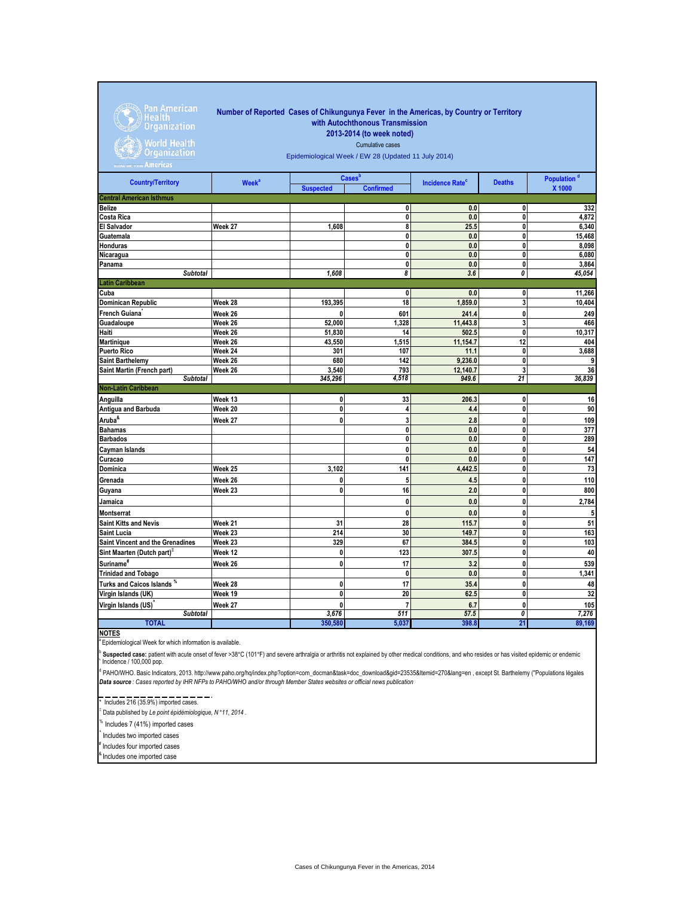Pan American Health Organization
World Health Organization
Americas

## Number of Reported Cases of Chikungunya Fever in the Americas, by Country or Territory with Autochthonous Transmission 2013-2014 (to week noted)

Cumulative cases

Epidemiological Week / EW 28 (Updated 11 July 2014)

| Country/Territory | Week[a] | Cases[b] | | Incidence Rate[c] | Deaths | Population [d] X 1000 |
|---|---|---|---|---|---|---|
| | | Suspected | Confirmed | | | |
| **Central American Isthmus** | | | | | | |
| Belize | | | 0 | 0.0 | 0 | 332 |
| Costa Rica | | | 0 | 0.0 | 0 | 4,872 |
| El Salvador | Week 27 | 1,608 | 8 | 25.5 | 0 | 6,340 |
| Guatemala | | | 0 | 0.0 | 0 | 15,468 |
| Honduras | | | 0 | 0.0 | 0 | 8,098 |
| Nicaragua | | | 0 | 0.0 | 0 | 6,080 |
| Panama | | | 0 | 0.0 | 0 | 3,864 |
| *Subtotal* | | *1,608* | *8* | *3.6* | *0* | *45,054* |
| **Latin Caribbean** | | | | | | |
| Cuba | | | 0 | 0.0 | 0 | 11,266 |
| Dominican Republic | Week 28 | 193,395 | 18 | 1,859.0 | 3 | 10,404 |
| French Guiana* | Week 26 | 0 | 601 | 241.4 | 0 | 249 |
| Guadaloupe | Week 26 | 52,000 | 1,328 | 11,443.8 | 3 | 466 |
| Haiti | Week 26 | 51,830 | 14 | 502.5 | 0 | 10,317 |
| Martinique | Week 26 | 43,550 | 1,515 | 11,154.7 | 12 | 404 |
| Puerto Rico | Week 24 | 301 | 107 | 11.1 | 0 | 3,688 |
| Saint Barthelemy | Week 26 | 680 | 142 | 9,236.0 | 0 | 9 |
| Saint Martin (French part) | Week 26 | 3,540 | 793 | 12,140.7 | 3 | 36 |
| *Subtotal* | | *345,296* | *4,518* | *949.6* | *21* | *36,839* |
| **Non-Latin Caribbean** | | | | | | |
| Anguilla | Week 13 | 0 | 33 | 206.3 | 0 | 16 |
| Antigua and Barbuda | Week 20 | 0 | 4 | 4.4 | 0 | 90 |
| Aruba[&] | Week 27 | 0 | 3 | 2.8 | 0 | 109 |
| Bahamas | | | 0 | 0.0 | 0 | 377 |
| Barbados | | | 0 | 0.0 | 0 | 289 |
| Cayman Islands | | | 0 | 0.0 | 0 | 54 |
| Curacao | | | 0 | 0.0 | 0 | 147 |
| Dominica | Week 25 | 3,102 | 141 | 4,442.5 | 0 | 73 |
| Grenada | Week 26 | 0 | 5 | 4.5 | 0 | 110 |
| Guyana | Week 23 | 0 | 16 | 2.0 | 0 | 800 |
| Jamaica | | | 0 | 0.0 | 0 | 2,784 |
| Montserrat | | | 0 | 0.0 | 0 | 5 |
| Saint Kitts and Nevis | Week 21 | 31 | 28 | 115.7 | 0 | 51 |
| Saint Lucia | Week 23 | 214 | 30 | 149.7 | 0 | 163 |
| Saint Vincent and the Grenadines | Week 23 | 329 | 67 | 384.5 | 0 | 103 |
| Sint Maarten (Dutch part)[±] | Week 12 | 0 | 123 | 307.5 | 0 | 40 |
| Suriname[#] | Week 26 | 0 | 17 | 3.2 | 0 | 539 |
| Trinidad and Tobago | | | 0 | 0.0 | 0 | 1,341 |
| Turks and Caicos Islands [%] | Week 28 | 0 | 17 | 35.4 | 0 | 48 |
| Virgin Islands (UK) | Week 19 | 0 | 20 | 62.5 | 0 | 32 |
| Virgin Islands (US)[^] | Week 27 | 0 | 7 | 6.7 | 0 | 105 |
| *Subtotal* | | *3,676* | *511* | *57.5* | *0* | *7,276* |
| **TOTAL** | | **350,580** | **5,037** | **398.8** | **21** | **89,169** |

**NOTES**

[a] Epidemiological Week for which information is available.

[b] **Suspected case:** patient with acute onset of fever >38°C (101°F) and severe arthralgia or arthritis not explained by other medical conditions, and who resides or has visited epidemic or endemic

[c] Incidence / 100,000 pop.

[d] PAHO/WHO. Basic Indicators, 2013. http://www.paho.org/hq/index.php?option=com_docman&task=doc_download&gid=23535&Itemid=270&lang=en , except St. Barthelemy ("Populations légales

***Data source** : Cases reported by IHR NFPs to PAHO/WHO and/or through Member States websites or official news publication*

\* Includes 216 (35.9%) imported cases.

± Data published by *Le point épidémiologique, N°11, 2014* .

% Includes 7 (41%) imported cases

^ Includes two imported cases

\# Includes four imported cases

& Includes one imported case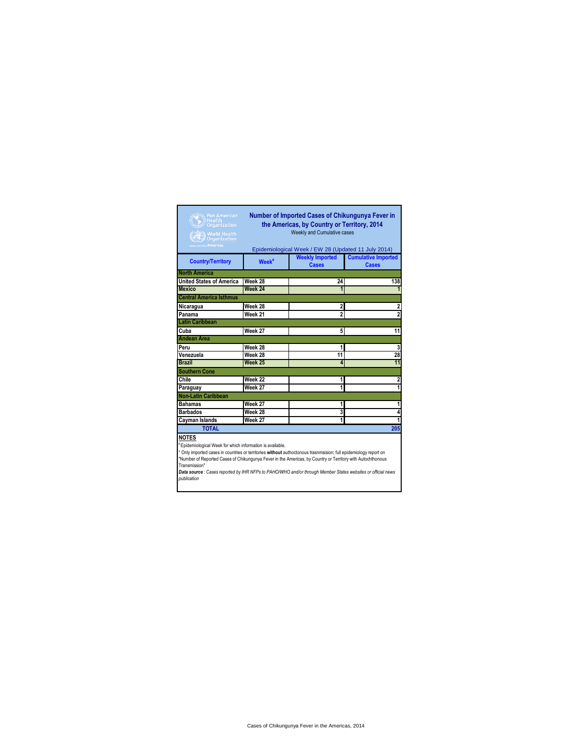# Number of Imported Cases of Chikungunya Fever in the Americas, by Country or Territory, 2014

Weekly and Cumulative cases

Epidemiological Week / EW 28 (Updated 11 July 2014)

| Country/Territory | Week[a] | Weekly Imported Cases | Cumulative Imported Cases |
|---|---|---|---|
| **North America** | | | |
| United States of America | Week 28 | 24 | 138 |
| Mexico | Week 24 | 1 | 1 |
| **Central America Isthmus** | | | |
| Nicaragua | Week 28 | 2 | 2 |
| Panama | Week 21 | 2 | 2 |
| **Latin Caribbean** | | | |
| Cuba | Week 27 | 5 | 11 |
| **Andean Area** | | | |
| Peru | Week 28 | 1 | 3 |
| Venezuela | Week 28 | 11 | 28 |
| Brazil | Week 25 | 4 | 11 |
| **Southern Cone** | | | |
| Chile | Week 22 | 1 | 2 |
| Paraguay | Week 27 | 1 | 1 |
| **Non-Latin Caribbean** | | | |
| Bahamas | Week 27 | 1 | 1 |
| Barbados | Week 28 | 3 | 4 |
| Cayman Islands | Week 27 | 1 | 1 |
| **TOTAL** | | | **205** |

**NOTES**

[a] Epidemiological Week for which information is available.

* Only imported cases in countries or territories **without** authoctonous trasnmsision; full epidemiology report on "Number of Reported Cases of Chikungunya Fever in the Americas, by Country or Territory with Autochthonous Transmission"

***Data source** : Cases reported by IHR NFPs to PAHO/WHO and/or through Member States websites or official news publication*